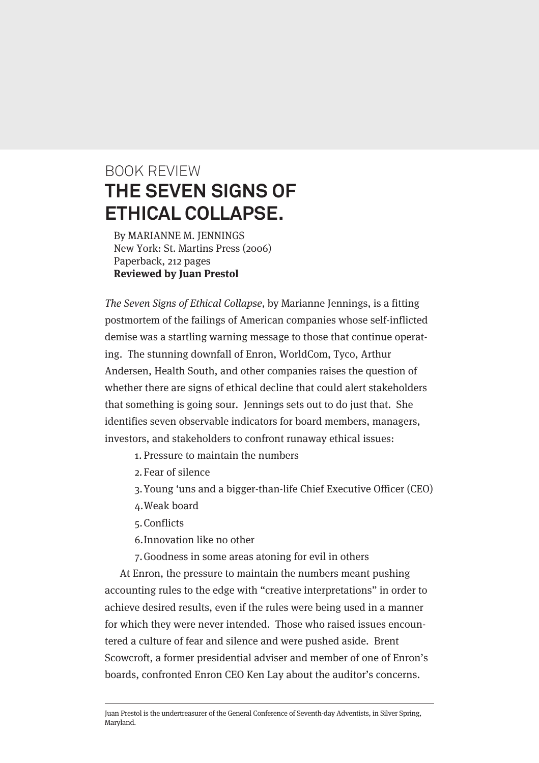BOOK REVIEW

# THE SEVEN SIGNS OF ETHICAL COLLAPSE.

By MARIANNE M. JENNINGS
New York: St. Martins Press (2006)
Paperback, 212 pages
**Reviewed by Juan Prestol**

*The Seven Signs of Ethical Collapse,* by Marianne Jennings, is a fitting postmortem of the failings of American companies whose self-inflicted demise was a startling warning message to those that continue operating. The stunning downfall of Enron, WorldCom, Tyco, Arthur Andersen, Health South, and other companies raises the question of whether there are signs of ethical decline that could alert stakeholders that something is going sour. Jennings sets out to do just that. She identifies seven observable indicators for board members, managers, investors, and stakeholders to confront runaway ethical issues:

1. Pressure to maintain the numbers
2. Fear of silence
3. Young 'uns and a bigger-than-life Chief Executive Officer (CEO)
4. Weak board
5. Conflicts
6. Innovation like no other
7. Goodness in some areas atoning for evil in others

At Enron, the pressure to maintain the numbers meant pushing accounting rules to the edge with "creative interpretations" in order to achieve desired results, even if the rules were being used in a manner for which they were never intended. Those who raised issues encountered a culture of fear and silence and were pushed aside. Brent Scowcroft, a former presidential adviser and member of one of Enron's boards, confronted Enron CEO Ken Lay about the auditor's concerns.

Juan Prestol is the undertreasurer of the General Conference of Seventh-day Adventists, in Silver Spring, Maryland.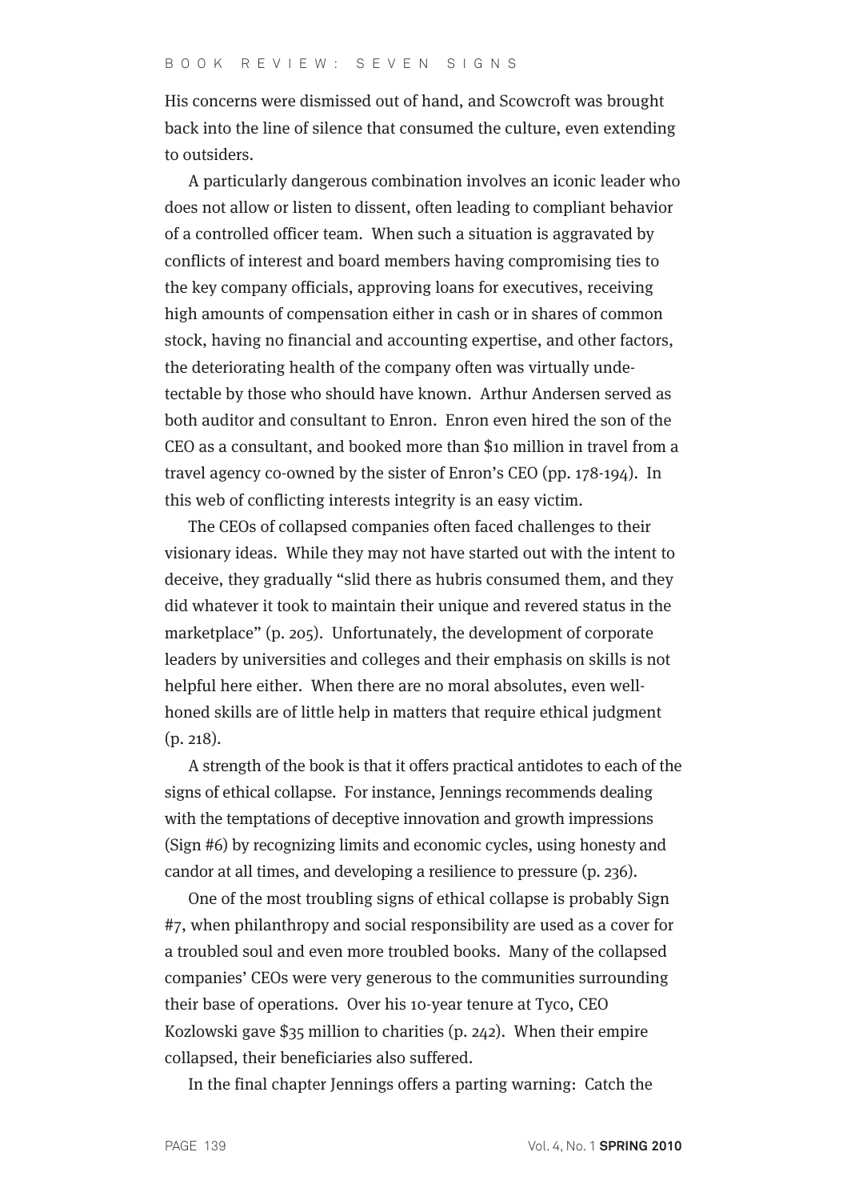His concerns were dismissed out of hand, and Scowcroft was brought back into the line of silence that consumed the culture, even extending to outsiders.

A particularly dangerous combination involves an iconic leader who does not allow or listen to dissent, often leading to compliant behavior of a controlled officer team. When such a situation is aggravated by conflicts of interest and board members having compromising ties to the key company officials, approving loans for executives, receiving high amounts of compensation either in cash or in shares of common stock, having no financial and accounting expertise, and other factors, the deteriorating health of the company often was virtually undetectable by those who should have known. Arthur Andersen served as both auditor and consultant to Enron. Enron even hired the son of the CEO as a consultant, and booked more than $10 million in travel from a travel agency co-owned by the sister of Enron's CEO (pp. 178-194). In this web of conflicting interests integrity is an easy victim.

The CEOs of collapsed companies often faced challenges to their visionary ideas. While they may not have started out with the intent to deceive, they gradually "slid there as hubris consumed them, and they did whatever it took to maintain their unique and revered status in the marketplace" (p. 205). Unfortunately, the development of corporate leaders by universities and colleges and their emphasis on skills is not helpful here either. When there are no moral absolutes, even well-honed skills are of little help in matters that require ethical judgment (p. 218).

A strength of the book is that it offers practical antidotes to each of the signs of ethical collapse. For instance, Jennings recommends dealing with the temptations of deceptive innovation and growth impressions (Sign #6) by recognizing limits and economic cycles, using honesty and candor at all times, and developing a resilience to pressure (p. 236).

One of the most troubling signs of ethical collapse is probably Sign #7, when philanthropy and social responsibility are used as a cover for a troubled soul and even more troubled books. Many of the collapsed companies' CEOs were very generous to the communities surrounding their base of operations. Over his 10-year tenure at Tyco, CEO Kozlowski gave $35 million to charities (p. 242). When their empire collapsed, their beneficiaries also suffered.

In the final chapter Jennings offers a parting warning: Catch the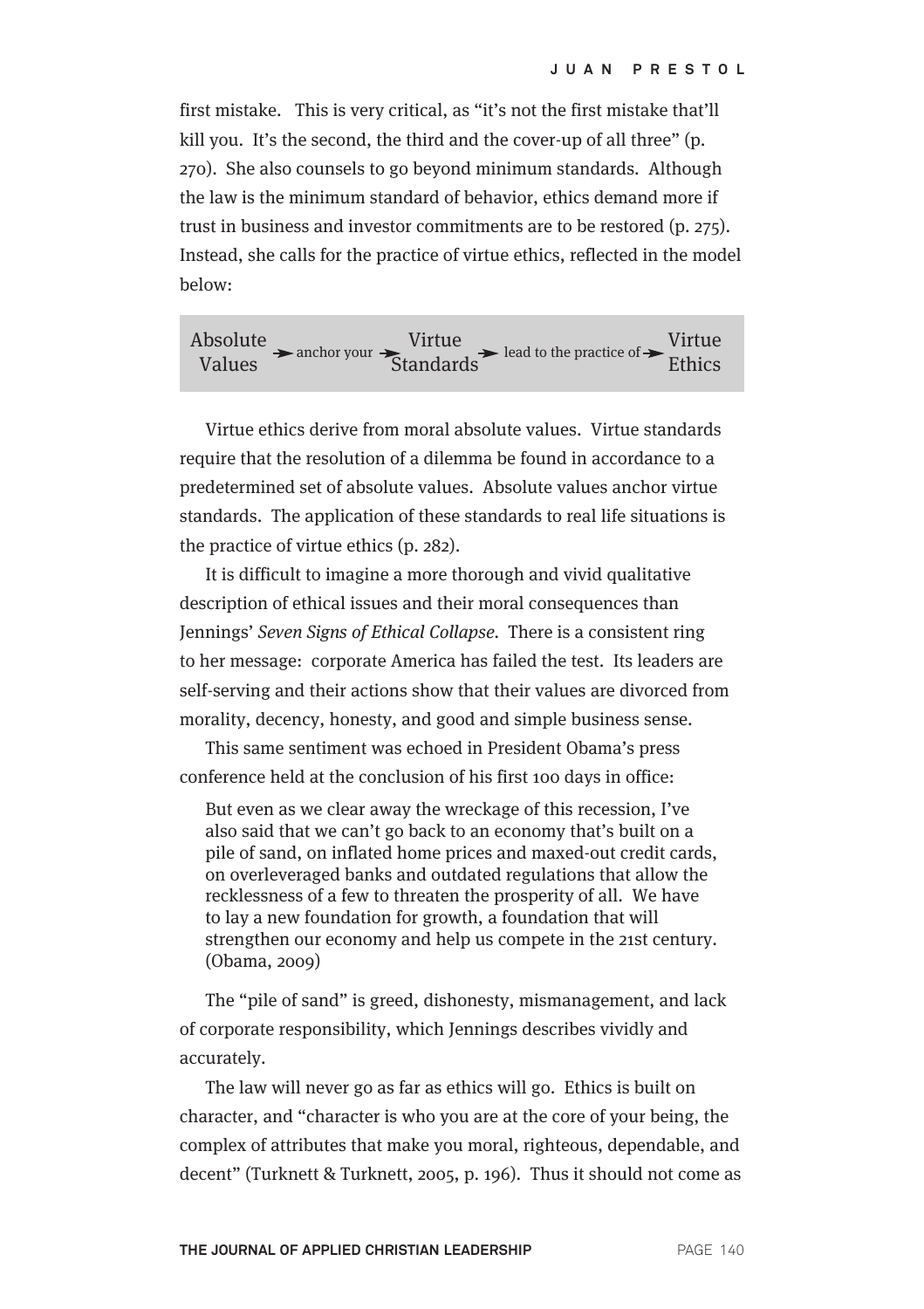first mistake. This is very critical, as "it's not the first mistake that'll kill you. It's the second, the third and the cover-up of all three" (p. 270). She also counsels to go beyond minimum standards. Although the law is the minimum standard of behavior, ethics demand more if trust in business and investor commitments are to be restored (p. 275). Instead, she calls for the practice of virtue ethics, reflected in the model below:

Absolute Values → anchor your → Virtue Standards → lead to the practice of → Virtue Ethics

Virtue ethics derive from moral absolute values. Virtue standards require that the resolution of a dilemma be found in accordance to a predetermined set of absolute values. Absolute values anchor virtue standards. The application of these standards to real life situations is the practice of virtue ethics (p. 282).

It is difficult to imagine a more thorough and vivid qualitative description of ethical issues and their moral consequences than Jennings' *Seven Signs of Ethical Collapse*. There is a consistent ring to her message: corporate America has failed the test. Its leaders are self-serving and their actions show that their values are divorced from morality, decency, honesty, and good and simple business sense.

This same sentiment was echoed in President Obama's press conference held at the conclusion of his first 100 days in office:

> But even as we clear away the wreckage of this recession, I've also said that we can't go back to an economy that's built on a pile of sand, on inflated home prices and maxed-out credit cards, on overleveraged banks and outdated regulations that allow the recklessness of a few to threaten the prosperity of all. We have to lay a new foundation for growth, a foundation that will strengthen our economy and help us compete in the 21st century. (Obama, 2009)

The "pile of sand" is greed, dishonesty, mismanagement, and lack of corporate responsibility, which Jennings describes vividly and accurately.

The law will never go as far as ethics will go. Ethics is built on character, and "character is who you are at the core of your being, the complex of attributes that make you moral, righteous, dependable, and decent" (Turknett & Turknett, 2005, p. 196). Thus it should not come as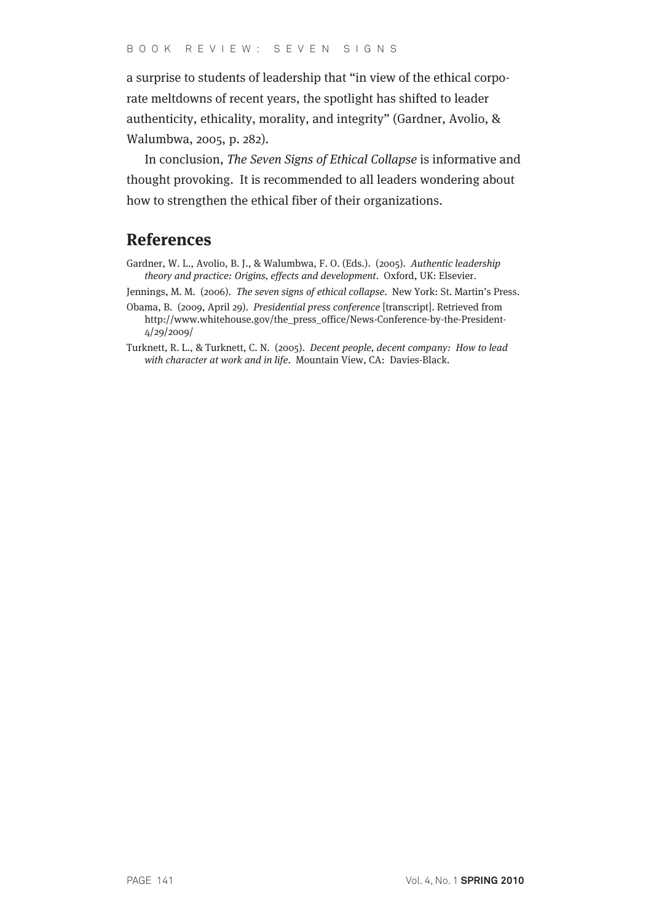a surprise to students of leadership that "in view of the ethical corporate meltdowns of recent years, the spotlight has shifted to leader authenticity, ethicality, morality, and integrity" (Gardner, Avolio, & Walumbwa, 2005, p. 282).

In conclusion, *The Seven Signs of Ethical Collapse* is informative and thought provoking. It is recommended to all leaders wondering about how to strengthen the ethical fiber of their organizations.

## References

Gardner, W. L., Avolio, B. J., & Walumbwa, F. O. (Eds.). (2005). *Authentic leadership theory and practice: Origins, effects and development*. Oxford, UK: Elsevier.

Jennings, M. M. (2006). *The seven signs of ethical collapse*. New York: St. Martin's Press.

Obama, B. (2009, April 29). *Presidential press conference* [transcript]. Retrieved from http://www.whitehouse.gov/the_press_office/News-Conference-by-the-President-4/29/2009/

Turknett, R. L., & Turknett, C. N. (2005). *Decent people, decent company: How to lead with character at work and in life*. Mountain View, CA: Davies-Black.